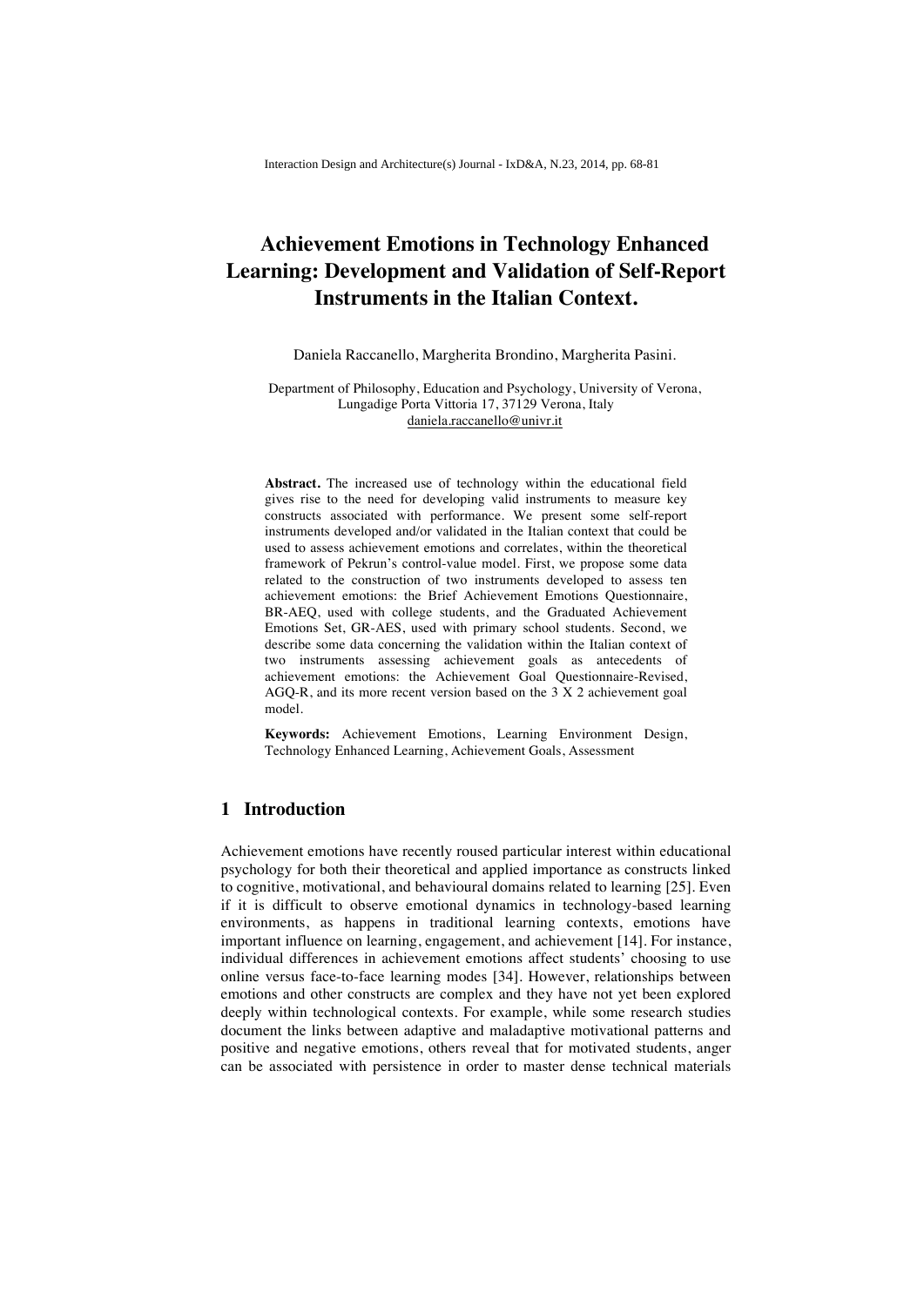# Achievement Emotions in Technology Enhanced Learning: Development and Validation of Self-Report Instruments in the Italian Context.

Daniela Raccanello, Margherita Brondino, Margherita Pasini.

Department of Philosophy, Education and Psychology, University of Verona, Lungadige Porta Vittoria 17, 37129 Verona, Italy
daniela.raccanello@univr.it

**Abstract.** The increased use of technology within the educational field gives rise to the need for developing valid instruments to measure key constructs associated with performance. We present some self-report instruments developed and/or validated in the Italian context that could be used to assess achievement emotions and correlates, within the theoretical framework of Pekrun's control-value model. First, we propose some data related to the construction of two instruments developed to assess ten achievement emotions: the Brief Achievement Emotions Questionnaire, BR-AEQ, used with college students, and the Graduated Achievement Emotions Set, GR-AES, used with primary school students. Second, we describe some data concerning the validation within the Italian context of two instruments assessing achievement goals as antecedents of achievement emotions: the Achievement Goal Questionnaire-Revised, AGQ-R, and its more recent version based on the 3 X 2 achievement goal model.

**Keywords:** Achievement Emotions, Learning Environment Design, Technology Enhanced Learning, Achievement Goals, Assessment

## 1 Introduction

Achievement emotions have recently roused particular interest within educational psychology for both their theoretical and applied importance as constructs linked to cognitive, motivational, and behavioural domains related to learning [25]. Even if it is difficult to observe emotional dynamics in technology-based learning environments, as happens in traditional learning contexts, emotions have important influence on learning, engagement, and achievement [14]. For instance, individual differences in achievement emotions affect students' choosing to use online versus face-to-face learning modes [34]. However, relationships between emotions and other constructs are complex and they have not yet been explored deeply within technological contexts. For example, while some research studies document the links between adaptive and maladaptive motivational patterns and positive and negative emotions, others reveal that for motivated students, anger can be associated with persistence in order to master dense technical materials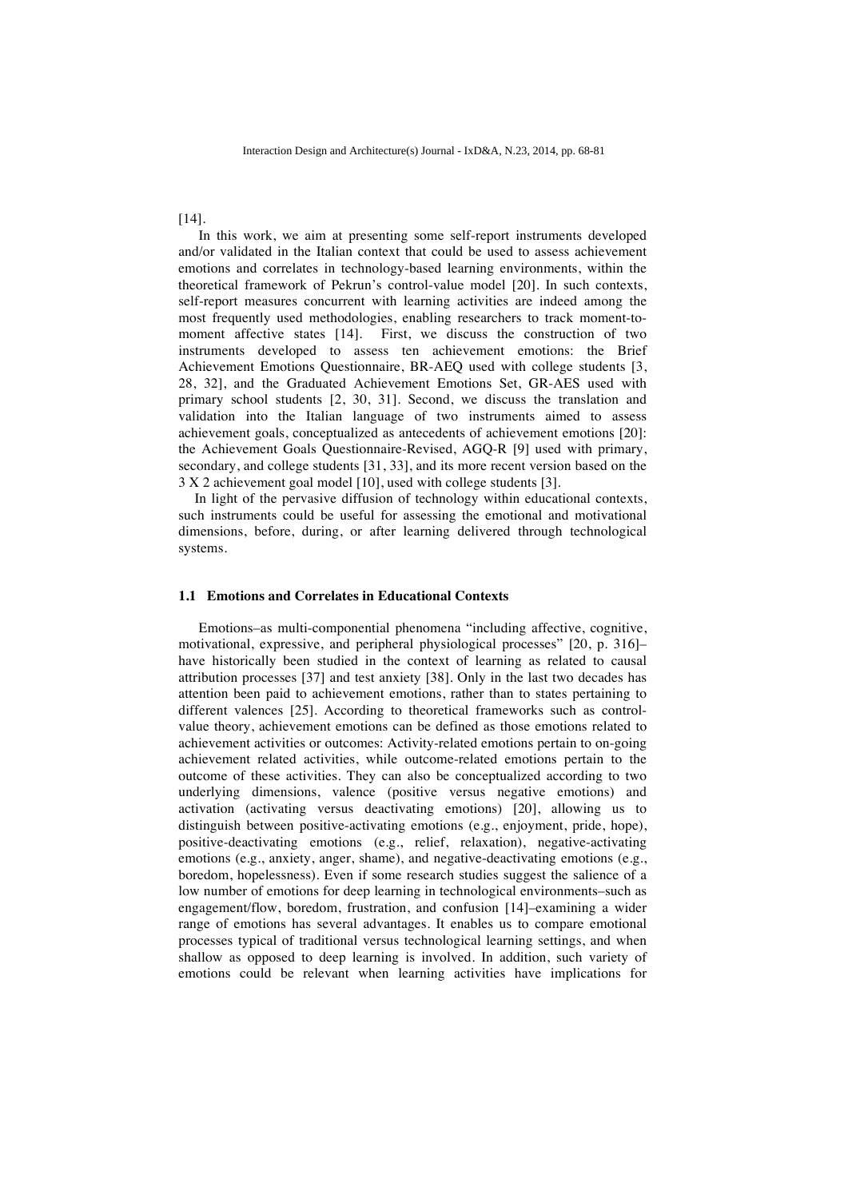[14].

In this work, we aim at presenting some self-report instruments developed and/or validated in the Italian context that could be used to assess achievement emotions and correlates in technology-based learning environments, within the theoretical framework of Pekrun's control-value model [20]. In such contexts, self-report measures concurrent with learning activities are indeed among the most frequently used methodologies, enabling researchers to track moment-to-moment affective states [14]. First, we discuss the construction of two instruments developed to assess ten achievement emotions: the Brief Achievement Emotions Questionnaire, BR-AEQ used with college students [3, 28, 32], and the Graduated Achievement Emotions Set, GR-AES used with primary school students [2, 30, 31]. Second, we discuss the translation and validation into the Italian language of two instruments aimed to assess achievement goals, conceptualized as antecedents of achievement emotions [20]: the Achievement Goals Questionnaire-Revised, AGQ-R [9] used with primary, secondary, and college students [31, 33], and its more recent version based on the 3 X 2 achievement goal model [10], used with college students [3].

In light of the pervasive diffusion of technology within educational contexts, such instruments could be useful for assessing the emotional and motivational dimensions, before, during, or after learning delivered through technological systems.

### 1.1 Emotions and Correlates in Educational Contexts

Emotions–as multi-componential phenomena "including affective, cognitive, motivational, expressive, and peripheral physiological processes" [20, p. 316]–have historically been studied in the context of learning as related to causal attribution processes [37] and test anxiety [38]. Only in the last two decades has attention been paid to achievement emotions, rather than to states pertaining to different valences [25]. According to theoretical frameworks such as control-value theory, achievement emotions can be defined as those emotions related to achievement activities or outcomes: Activity-related emotions pertain to on-going achievement related activities, while outcome-related emotions pertain to the outcome of these activities. They can also be conceptualized according to two underlying dimensions, valence (positive versus negative emotions) and activation (activating versus deactivating emotions) [20], allowing us to distinguish between positive-activating emotions (e.g., enjoyment, pride, hope), positive-deactivating emotions (e.g., relief, relaxation), negative-activating emotions (e.g., anxiety, anger, shame), and negative-deactivating emotions (e.g., boredom, hopelessness). Even if some research studies suggest the salience of a low number of emotions for deep learning in technological environments–such as engagement/flow, boredom, frustration, and confusion [14]–examining a wider range of emotions has several advantages. It enables us to compare emotional processes typical of traditional versus technological learning settings, and when shallow as opposed to deep learning is involved. In addition, such variety of emotions could be relevant when learning activities have implications for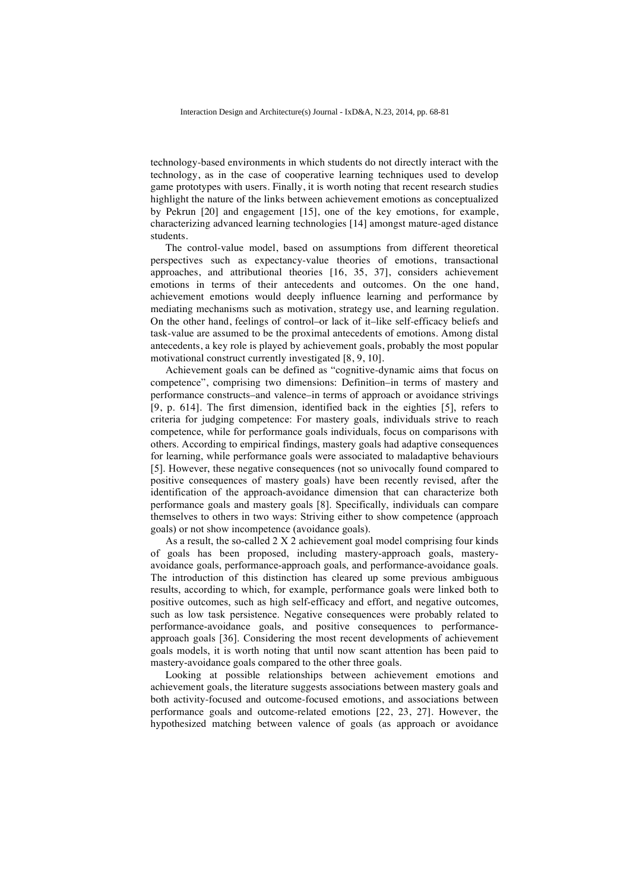technology-based environments in which students do not directly interact with the technology, as in the case of cooperative learning techniques used to develop game prototypes with users. Finally, it is worth noting that recent research studies highlight the nature of the links between achievement emotions as conceptualized by Pekrun [20] and engagement [15], one of the key emotions, for example, characterizing advanced learning technologies [14] amongst mature-aged distance students.

The control-value model, based on assumptions from different theoretical perspectives such as expectancy-value theories of emotions, transactional approaches, and attributional theories [16, 35, 37], considers achievement emotions in terms of their antecedents and outcomes. On the one hand, achievement emotions would deeply influence learning and performance by mediating mechanisms such as motivation, strategy use, and learning regulation. On the other hand, feelings of control–or lack of it–like self-efficacy beliefs and task-value are assumed to be the proximal antecedents of emotions. Among distal antecedents, a key role is played by achievement goals, probably the most popular motivational construct currently investigated [8, 9, 10].

Achievement goals can be defined as "cognitive-dynamic aims that focus on competence", comprising two dimensions: Definition–in terms of mastery and performance constructs–and valence–in terms of approach or avoidance strivings [9, p. 614]. The first dimension, identified back in the eighties [5], refers to criteria for judging competence: For mastery goals, individuals strive to reach competence, while for performance goals individuals, focus on comparisons with others. According to empirical findings, mastery goals had adaptive consequences for learning, while performance goals were associated to maladaptive behaviours [5]. However, these negative consequences (not so univocally found compared to positive consequences of mastery goals) have been recently revised, after the identification of the approach-avoidance dimension that can characterize both performance goals and mastery goals [8]. Specifically, individuals can compare themselves to others in two ways: Striving either to show competence (approach goals) or not show incompetence (avoidance goals).

As a result, the so-called 2 X 2 achievement goal model comprising four kinds of goals has been proposed, including mastery-approach goals, mastery-avoidance goals, performance-approach goals, and performance-avoidance goals. The introduction of this distinction has cleared up some previous ambiguous results, according to which, for example, performance goals were linked both to positive outcomes, such as high self-efficacy and effort, and negative outcomes, such as low task persistence. Negative consequences were probably related to performance-avoidance goals, and positive consequences to performance-approach goals [36]. Considering the most recent developments of achievement goals models, it is worth noting that until now scant attention has been paid to mastery-avoidance goals compared to the other three goals.

Looking at possible relationships between achievement emotions and achievement goals, the literature suggests associations between mastery goals and both activity-focused and outcome-focused emotions, and associations between performance goals and outcome-related emotions [22, 23, 27]. However, the hypothesized matching between valence of goals (as approach or avoidance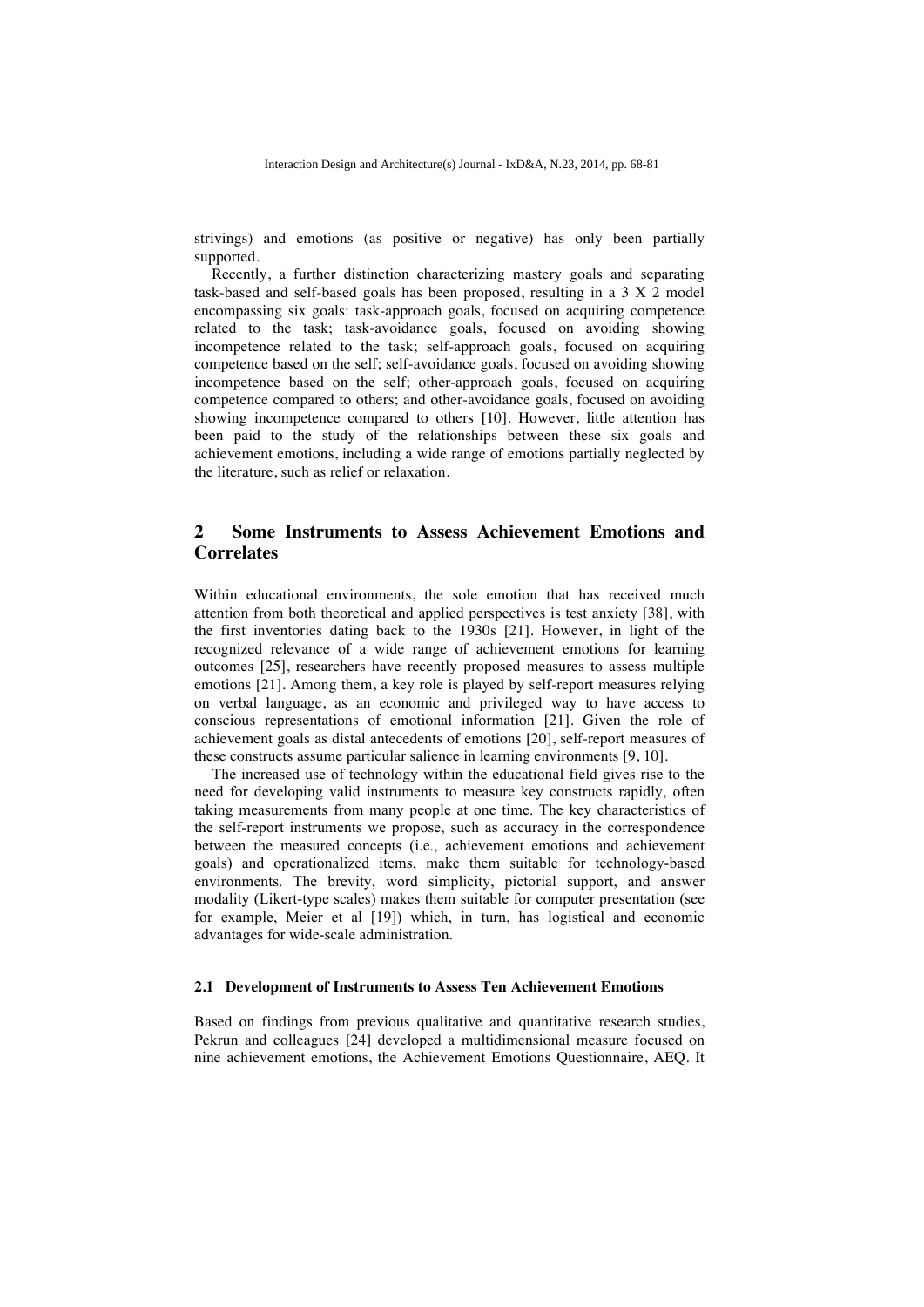strivings) and emotions (as positive or negative) has only been partially supported.

Recently, a further distinction characterizing mastery goals and separating task-based and self-based goals has been proposed, resulting in a 3 X 2 model encompassing six goals: task-approach goals, focused on acquiring competence related to the task; task-avoidance goals, focused on avoiding showing incompetence related to the task; self-approach goals, focused on acquiring competence based on the self; self-avoidance goals, focused on avoiding showing incompetence based on the self; other-approach goals, focused on acquiring competence compared to others; and other-avoidance goals, focused on avoiding showing incompetence compared to others [10]. However, little attention has been paid to the study of the relationships between these six goals and achievement emotions, including a wide range of emotions partially neglected by the literature, such as relief or relaxation.

## 2 Some Instruments to Assess Achievement Emotions and Correlates

Within educational environments, the sole emotion that has received much attention from both theoretical and applied perspectives is test anxiety [38], with the first inventories dating back to the 1930s [21]. However, in light of the recognized relevance of a wide range of achievement emotions for learning outcomes [25], researchers have recently proposed measures to assess multiple emotions [21]. Among them, a key role is played by self-report measures relying on verbal language, as an economic and privileged way to have access to conscious representations of emotional information [21]. Given the role of achievement goals as distal antecedents of emotions [20], self-report measures of these constructs assume particular salience in learning environments [9, 10].

The increased use of technology within the educational field gives rise to the need for developing valid instruments to measure key constructs rapidly, often taking measurements from many people at one time. The key characteristics of the self-report instruments we propose, such as accuracy in the correspondence between the measured concepts (i.e., achievement emotions and achievement goals) and operationalized items, make them suitable for technology-based environments. The brevity, word simplicity, pictorial support, and answer modality (Likert-type scales) makes them suitable for computer presentation (see for example, Meier et al [19]) which, in turn, has logistical and economic advantages for wide-scale administration.

### 2.1 Development of Instruments to Assess Ten Achievement Emotions

Based on findings from previous qualitative and quantitative research studies, Pekrun and colleagues [24] developed a multidimensional measure focused on nine achievement emotions, the Achievement Emotions Questionnaire, AEQ. It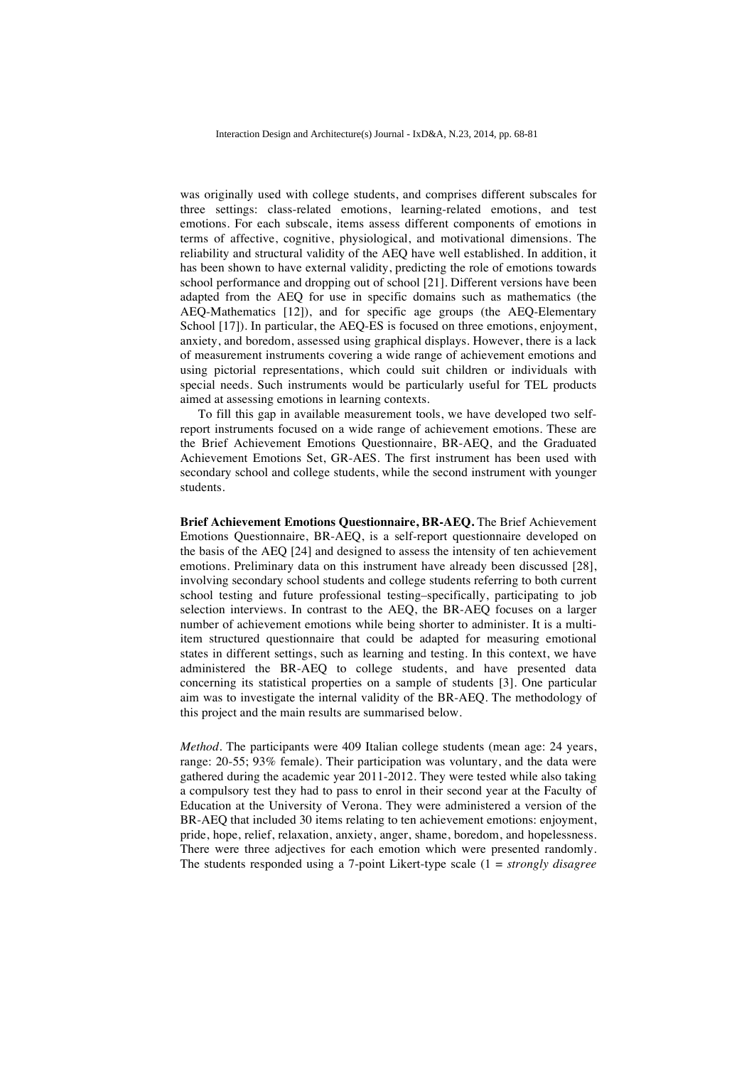was originally used with college students, and comprises different subscales for three settings: class-related emotions, learning-related emotions, and test emotions. For each subscale, items assess different components of emotions in terms of affective, cognitive, physiological, and motivational dimensions. The reliability and structural validity of the AEQ have well established. In addition, it has been shown to have external validity, predicting the role of emotions towards school performance and dropping out of school [21]. Different versions have been adapted from the AEQ for use in specific domains such as mathematics (the AEQ-Mathematics [12]), and for specific age groups (the AEQ-Elementary School [17]). In particular, the AEQ-ES is focused on three emotions, enjoyment, anxiety, and boredom, assessed using graphical displays. However, there is a lack of measurement instruments covering a wide range of achievement emotions and using pictorial representations, which could suit children or individuals with special needs. Such instruments would be particularly useful for TEL products aimed at assessing emotions in learning contexts.

To fill this gap in available measurement tools, we have developed two self-report instruments focused on a wide range of achievement emotions. These are the Brief Achievement Emotions Questionnaire, BR-AEQ, and the Graduated Achievement Emotions Set, GR-AES. The first instrument has been used with secondary school and college students, while the second instrument with younger students.

**Brief Achievement Emotions Questionnaire, BR-AEQ.** The Brief Achievement Emotions Questionnaire, BR-AEQ, is a self-report questionnaire developed on the basis of the AEQ [24] and designed to assess the intensity of ten achievement emotions. Preliminary data on this instrument have already been discussed [28], involving secondary school students and college students referring to both current school testing and future professional testing–specifically, participating to job selection interviews. In contrast to the AEQ, the BR-AEQ focuses on a larger number of achievement emotions while being shorter to administer. It is a multi-item structured questionnaire that could be adapted for measuring emotional states in different settings, such as learning and testing. In this context, we have administered the BR-AEQ to college students, and have presented data concerning its statistical properties on a sample of students [3]. One particular aim was to investigate the internal validity of the BR-AEQ. The methodology of this project and the main results are summarised below.

*Method*. The participants were 409 Italian college students (mean age: 24 years, range: 20-55; 93% female). Their participation was voluntary, and the data were gathered during the academic year 2011-2012. They were tested while also taking a compulsory test they had to pass to enrol in their second year at the Faculty of Education at the University of Verona. They were administered a version of the BR-AEQ that included 30 items relating to ten achievement emotions: enjoyment, pride, hope, relief, relaxation, anxiety, anger, shame, boredom, and hopelessness. There were three adjectives for each emotion which were presented randomly. The students responded using a 7-point Likert-type scale (1 = *strongly disagree*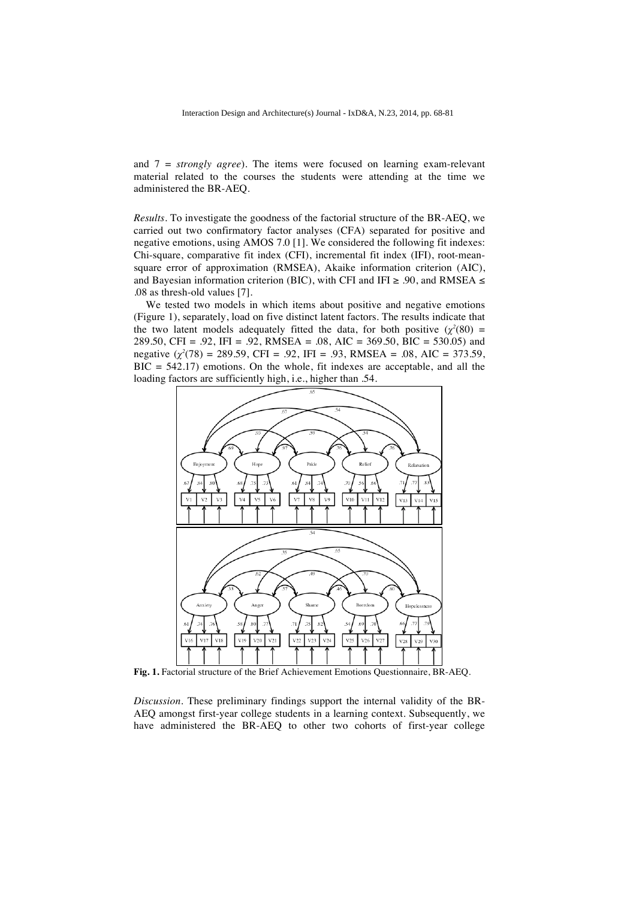and 7 = *strongly agree*). The items were focused on learning exam-relevant material related to the courses the students were attending at the time we administered the BR-AEQ.

*Results*. To investigate the goodness of the factorial structure of the BR-AEQ, we carried out two confirmatory factor analyses (CFA) separated for positive and negative emotions, using AMOS 7.0 [1]. We considered the following fit indexes: Chi-square, comparative fit index (CFI), incremental fit index (IFI), root-mean-square error of approximation (RMSEA), Akaike information criterion (AIC), and Bayesian information criterion (BIC), with CFI and IFI ≥ .90, and RMSEA ≤ .08 as thresh-old values [7].

We tested two models in which items about positive and negative emotions (Figure 1), separately, load on five distinct latent factors. The results indicate that the two latent models adequately fitted the data, for both positive ($\chi^2(80)$ = 289.50, CFI = .92, IFI = .92, RMSEA = .08, AIC = 369.50, BIC = 530.05) and negative ($\chi^2(78)$ = 289.59, CFI = .92, IFI = .93, RMSEA = .08, AIC = 373.59, BIC = 542.17) emotions. On the whole, fit indexes are acceptable, and all the loading factors are sufficiently high, i.e., higher than .54.

**Fig. 1.** Factorial structure of the Brief Achievement Emotions Questionnaire, BR-AEQ.

*Discussion*. These preliminary findings support the internal validity of the BR-AEQ amongst first-year college students in a learning context. Subsequently, we have administered the BR-AEQ to other two cohorts of first-year college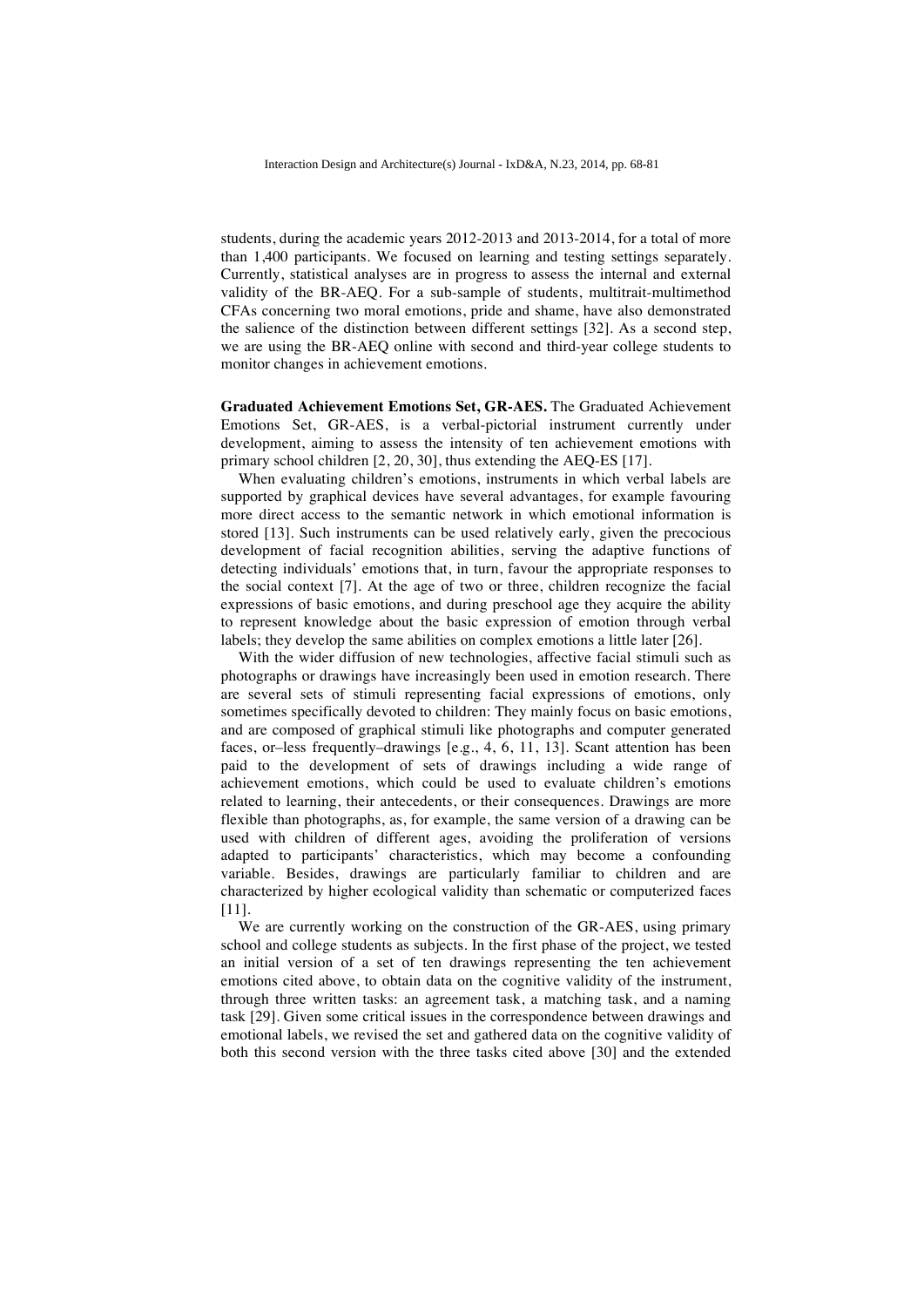students, during the academic years 2012-2013 and 2013-2014, for a total of more than 1,400 participants. We focused on learning and testing settings separately. Currently, statistical analyses are in progress to assess the internal and external validity of the BR-AEQ. For a sub-sample of students, multitrait-multimethod CFAs concerning two moral emotions, pride and shame, have also demonstrated the salience of the distinction between different settings [32]. As a second step, we are using the BR-AEQ online with second and third-year college students to monitor changes in achievement emotions.

**Graduated Achievement Emotions Set, GR-AES.** The Graduated Achievement Emotions Set, GR-AES, is a verbal-pictorial instrument currently under development, aiming to assess the intensity of ten achievement emotions with primary school children [2, 20, 30], thus extending the AEQ-ES [17].

When evaluating children's emotions, instruments in which verbal labels are supported by graphical devices have several advantages, for example favouring more direct access to the semantic network in which emotional information is stored [13]. Such instruments can be used relatively early, given the precocious development of facial recognition abilities, serving the adaptive functions of detecting individuals' emotions that, in turn, favour the appropriate responses to the social context [7]. At the age of two or three, children recognize the facial expressions of basic emotions, and during preschool age they acquire the ability to represent knowledge about the basic expression of emotion through verbal labels; they develop the same abilities on complex emotions a little later [26].

With the wider diffusion of new technologies, affective facial stimuli such as photographs or drawings have increasingly been used in emotion research. There are several sets of stimuli representing facial expressions of emotions, only sometimes specifically devoted to children: They mainly focus on basic emotions, and are composed of graphical stimuli like photographs and computer generated faces, or–less frequently–drawings [e.g., 4, 6, 11, 13]. Scant attention has been paid to the development of sets of drawings including a wide range of achievement emotions, which could be used to evaluate children's emotions related to learning, their antecedents, or their consequences. Drawings are more flexible than photographs, as, for example, the same version of a drawing can be used with children of different ages, avoiding the proliferation of versions adapted to participants' characteristics, which may become a confounding variable. Besides, drawings are particularly familiar to children and are characterized by higher ecological validity than schematic or computerized faces [11].

We are currently working on the construction of the GR-AES, using primary school and college students as subjects. In the first phase of the project, we tested an initial version of a set of ten drawings representing the ten achievement emotions cited above, to obtain data on the cognitive validity of the instrument, through three written tasks: an agreement task, a matching task, and a naming task [29]. Given some critical issues in the correspondence between drawings and emotional labels, we revised the set and gathered data on the cognitive validity of both this second version with the three tasks cited above [30] and the extended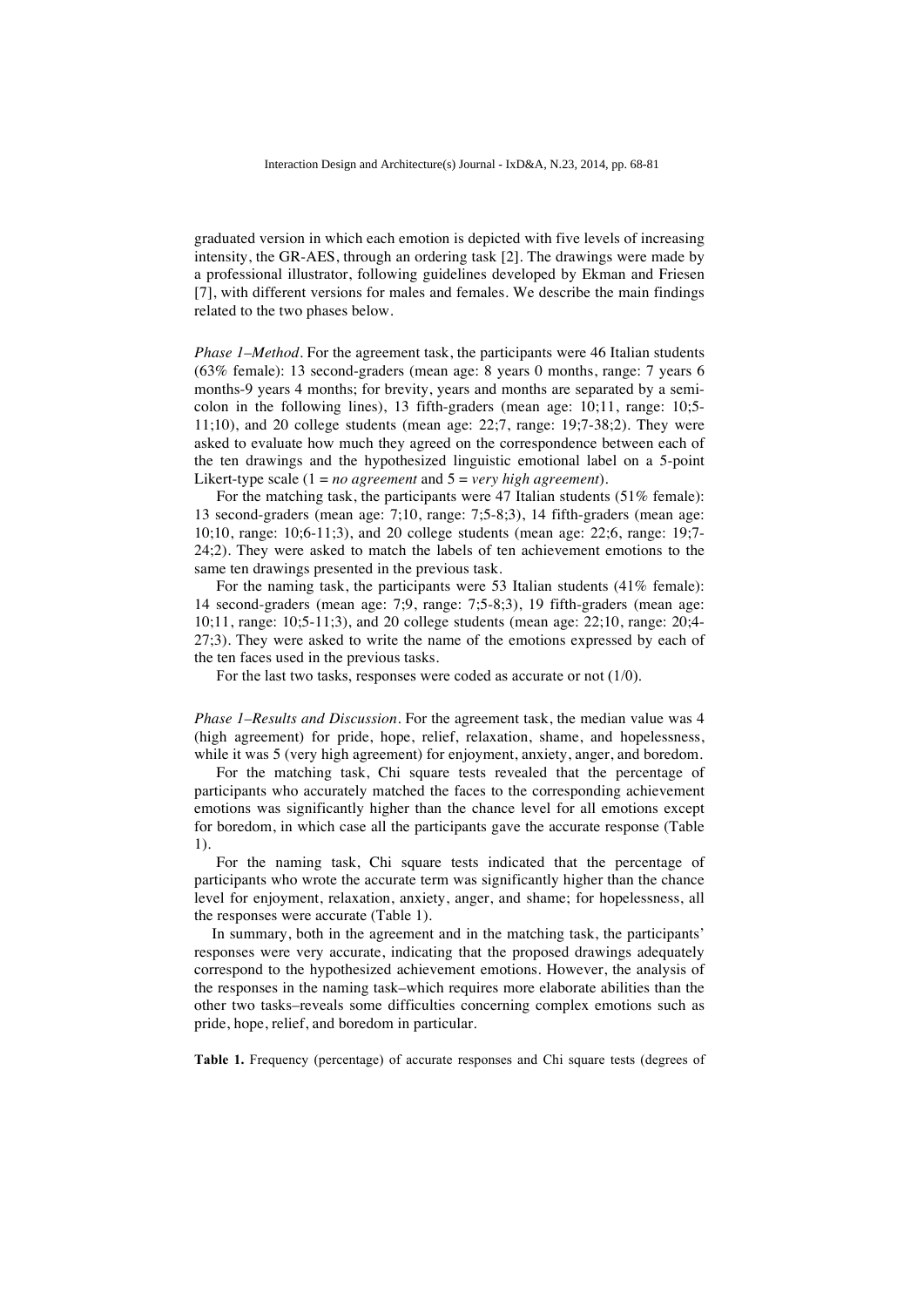graduated version in which each emotion is depicted with five levels of increasing intensity, the GR-AES, through an ordering task [2]. The drawings were made by a professional illustrator, following guidelines developed by Ekman and Friesen [7], with different versions for males and females. We describe the main findings related to the two phases below.

*Phase 1–Method*. For the agreement task, the participants were 46 Italian students (63% female): 13 second-graders (mean age: 8 years 0 months, range: 7 years 6 months-9 years 4 months; for brevity, years and months are separated by a semi-colon in the following lines), 13 fifth-graders (mean age: 10;11, range: 10;5-11;10), and 20 college students (mean age: 22;7, range: 19;7-38;2). They were asked to evaluate how much they agreed on the correspondence between each of the ten drawings and the hypothesized linguistic emotional label on a 5-point Likert-type scale (1 = *no agreement* and 5 = *very high agreement*).

For the matching task, the participants were 47 Italian students (51% female): 13 second-graders (mean age: 7;10, range: 7;5-8;3), 14 fifth-graders (mean age: 10;10, range: 10;6-11;3), and 20 college students (mean age: 22;6, range: 19;7-24;2). They were asked to match the labels of ten achievement emotions to the same ten drawings presented in the previous task.

For the naming task, the participants were 53 Italian students (41% female): 14 second-graders (mean age: 7;9, range: 7;5-8;3), 19 fifth-graders (mean age: 10;11, range: 10;5-11;3), and 20 college students (mean age: 22;10, range: 20;4-27;3). They were asked to write the name of the emotions expressed by each of the ten faces used in the previous tasks.

For the last two tasks, responses were coded as accurate or not (1/0).

*Phase 1–Results and Discussion*. For the agreement task, the median value was 4 (high agreement) for pride, hope, relief, relaxation, shame, and hopelessness, while it was 5 (very high agreement) for enjoyment, anxiety, anger, and boredom.

For the matching task, Chi square tests revealed that the percentage of participants who accurately matched the faces to the corresponding achievement emotions was significantly higher than the chance level for all emotions except for boredom, in which case all the participants gave the accurate response (Table 1).

For the naming task, Chi square tests indicated that the percentage of participants who wrote the accurate term was significantly higher than the chance level for enjoyment, relaxation, anxiety, anger, and shame; for hopelessness, all the responses were accurate (Table 1).

In summary, both in the agreement and in the matching task, the participants' responses were very accurate, indicating that the proposed drawings adequately correspond to the hypothesized achievement emotions. However, the analysis of the responses in the naming task–which requires more elaborate abilities than the other two tasks–reveals some difficulties concerning complex emotions such as pride, hope, relief, and boredom in particular.

**Table 1.** Frequency (percentage) of accurate responses and Chi square tests (degrees of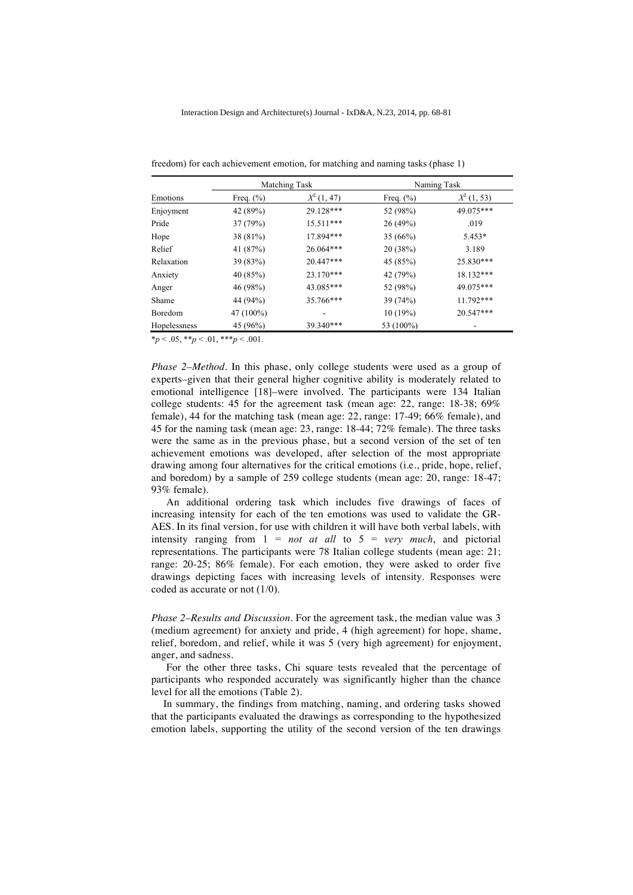freedom) for each achievement emotion, for matching and naming tasks (phase 1)

| Emotions | Matching Task | | Naming Task | |
|---|---|---|---|---|
| | Freq. (%) | $X^2$ (1, 47) | Freq. (%) | $X^2$ (1, 53) |
| Enjoyment | 42 (89%) | 29.128*** | 52 (98%) | 49.075*** |
| Pride | 37 (79%) | 15.511*** | 26 (49%) | .019 |
| Hope | 38 (81%) | 17.894*** | 35 (66%) | 5.453* |
| Relief | 41 (87%) | 26.064*** | 20 (38%) | 3.189 |
| Relaxation | 39 (83%) | 20.447*** | 45 (85%) | 25.830*** |
| Anxiety | 40 (85%) | 23.170*** | 42 (79%) | 18.132*** |
| Anger | 46 (98%) | 43.085*** | 52 (98%) | 49.075*** |
| Shame | 44 (94%) | 35.766*** | 39 (74%) | 11.792*** |
| Boredom | 47 (100%) | - | 10 (19%) | 20.547*** |
| Hopelessness | 45 (96%) | 39.340*** | 53 (100%) | - |

*$p < .05$, **$p < .01$, ***$p < .001$.

*Phase 2–Method*. In this phase, only college students were used as a group of experts–given that their general higher cognitive ability is moderately related to emotional intelligence [18]–were involved. The participants were 134 Italian college students: 45 for the agreement task (mean age: 22, range: 18-38; 69% female), 44 for the matching task (mean age: 22, range: 17-49; 66% female), and 45 for the naming task (mean age: 23, range: 18-44; 72% female). The three tasks were the same as in the previous phase, but a second version of the set of ten achievement emotions was developed, after selection of the most appropriate drawing among four alternatives for the critical emotions (i.e., pride, hope, relief, and boredom) by a sample of 259 college students (mean age: 20, range: 18-47; 93% female).

An additional ordering task which includes five drawings of faces of increasing intensity for each of the ten emotions was used to validate the GR-AES. In its final version, for use with children it will have both verbal labels, with intensity ranging from 1 = *not at all* to 5 = *very much*, and pictorial representations. The participants were 78 Italian college students (mean age: 21; range: 20-25; 86% female). For each emotion, they were asked to order five drawings depicting faces with increasing levels of intensity. Responses were coded as accurate or not (1/0).

*Phase 2–Results and Discussion*. For the agreement task, the median value was 3 (medium agreement) for anxiety and pride, 4 (high agreement) for hope, shame, relief, boredom, and relief, while it was 5 (very high agreement) for enjoyment, anger, and sadness.

For the other three tasks, Chi square tests revealed that the percentage of participants who responded accurately was significantly higher than the chance level for all the emotions (Table 2).

In summary, the findings from matching, naming, and ordering tasks showed that the participants evaluated the drawings as corresponding to the hypothesized emotion labels, supporting the utility of the second version of the ten drawings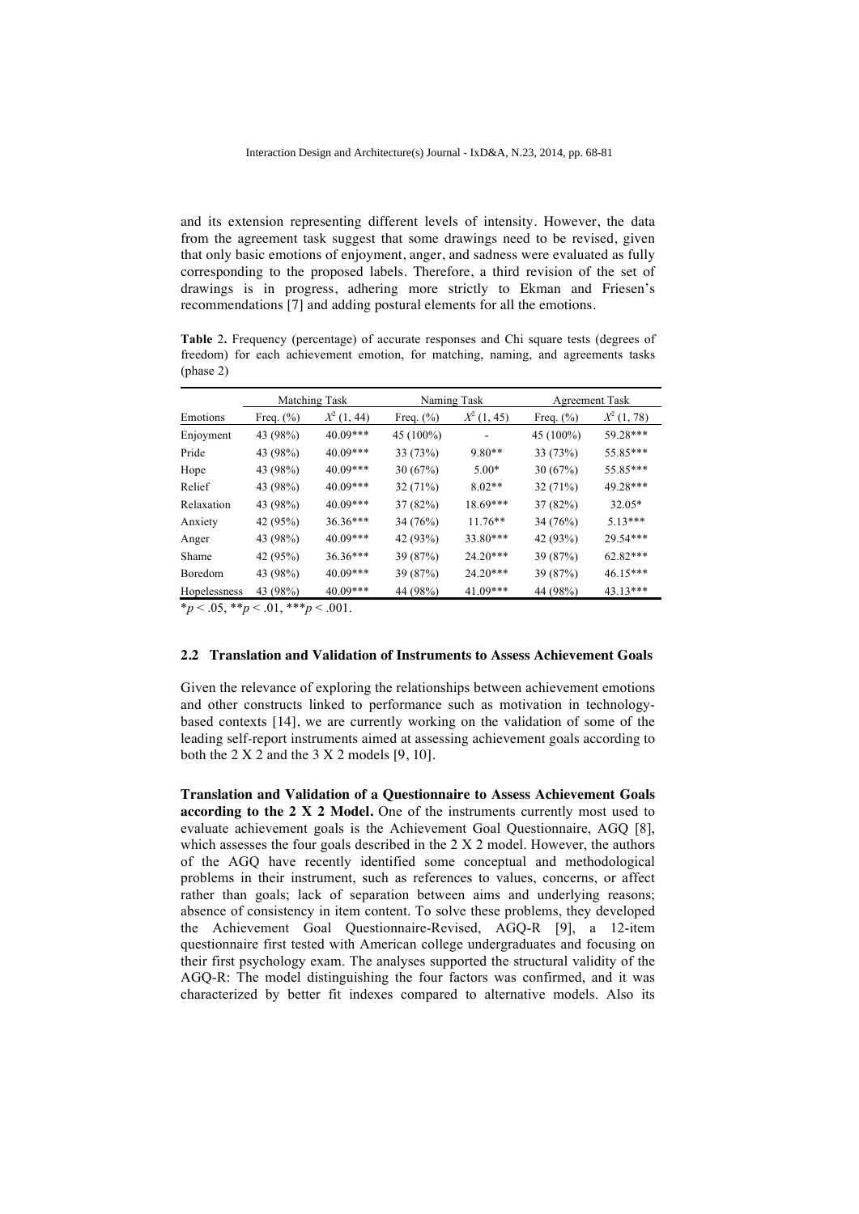and its extension representing different levels of intensity. However, the data from the agreement task suggest that some drawings need to be revised, given that only basic emotions of enjoyment, anger, and sadness were evaluated as fully corresponding to the proposed labels. Therefore, a third revision of the set of drawings is in progress, adhering more strictly to Ekman and Friesen's recommendations [7] and adding postural elements for all the emotions.

**Table 2.** Frequency (percentage) of accurate responses and Chi square tests (degrees of freedom) for each achievement emotion, for matching, naming, and agreements tasks (phase 2)

| | Matching Task | | Naming Task | | Agreement Task | |
|---|---|---|---|---|---|---|
| Emotions | Freq. (%) | $X^2$ (1, 44) | Freq. (%) | $X^2$ (1, 45) | Freq. (%) | $X^2$ (1, 78) |
| Enjoyment | 43 (98%) | 40.09*** | 45 (100%) | - | 45 (100%) | 59.28*** |
| Pride | 43 (98%) | 40.09*** | 33 (73%) | 9.80** | 33 (73%) | 55.85*** |
| Hope | 43 (98%) | 40.09*** | 30 (67%) | 5.00* | 30 (67%) | 55.85*** |
| Relief | 43 (98%) | 40.09*** | 32 (71%) | 8.02** | 32 (71%) | 49.28*** |
| Relaxation | 43 (98%) | 40.09*** | 37 (82%) | 18.69*** | 37 (82%) | 32.05* |
| Anxiety | 42 (95%) | 36.36*** | 34 (76%) | 11.76** | 34 (76%) | 5.13*** |
| Anger | 43 (98%) | 40.09*** | 42 (93%) | 33.80*** | 42 (93%) | 29.54*** |
| Shame | 42 (95%) | 36.36*** | 39 (87%) | 24.20*** | 39 (87%) | 62.82*** |
| Boredom | 43 (98%) | 40.09*** | 39 (87%) | 24.20*** | 39 (87%) | 46.15*** |
| Hopelessness | 43 (98%) | 40.09*** | 44 (98%) | 41.09*** | 44 (98%) | 43.13*** |

*$p < .05$, **$p < .01$, ***$p < .001$.

### 2.2 Translation and Validation of Instruments to Assess Achievement Goals

Given the relevance of exploring the relationships between achievement emotions and other constructs linked to performance such as motivation in technology-based contexts [14], we are currently working on the validation of some of the leading self-report instruments aimed at assessing achievement goals according to both the 2 X 2 and the 3 X 2 models [9, 10].

**Translation and Validation of a Questionnaire to Assess Achievement Goals according to the 2 X 2 Model.** One of the instruments currently most used to evaluate achievement goals is the Achievement Goal Questionnaire, AGQ [8], which assesses the four goals described in the 2 X 2 model. However, the authors of the AGQ have recently identified some conceptual and methodological problems in their instrument, such as references to values, concerns, or affect rather than goals; lack of separation between aims and underlying reasons; absence of consistency in item content. To solve these problems, they developed the Achievement Goal Questionnaire-Revised, AGQ-R [9], a 12-item questionnaire first tested with American college undergraduates and focusing on their first psychology exam. The analyses supported the structural validity of the AGQ-R: The model distinguishing the four factors was confirmed, and it was characterized by better fit indexes compared to alternative models. Also its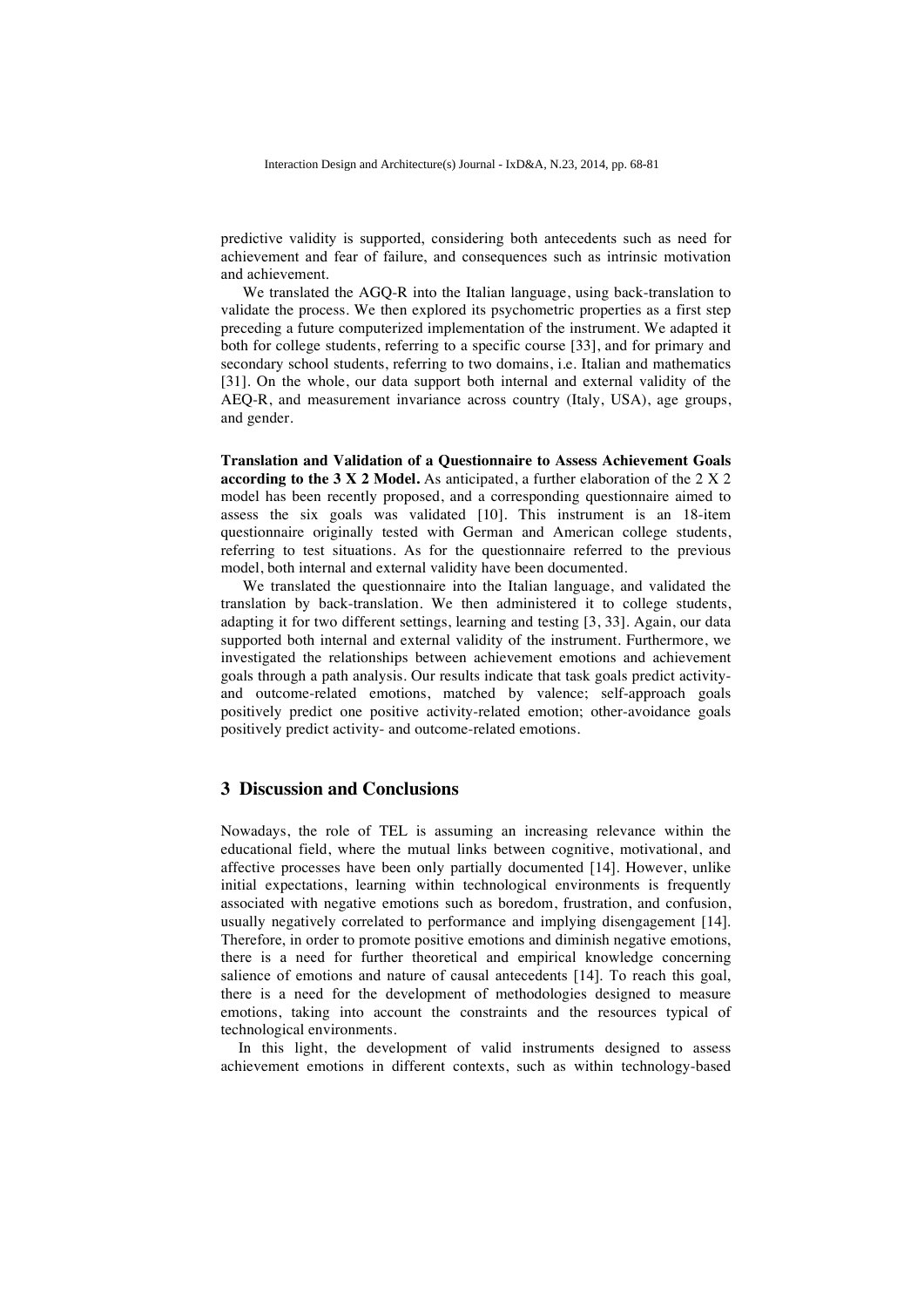predictive validity is supported, considering both antecedents such as need for achievement and fear of failure, and consequences such as intrinsic motivation and achievement.

We translated the AGQ-R into the Italian language, using back-translation to validate the process. We then explored its psychometric properties as a first step preceding a future computerized implementation of the instrument. We adapted it both for college students, referring to a specific course [33], and for primary and secondary school students, referring to two domains, i.e. Italian and mathematics [31]. On the whole, our data support both internal and external validity of the AEQ-R, and measurement invariance across country (Italy, USA), age groups, and gender.

**Translation and Validation of a Questionnaire to Assess Achievement Goals according to the 3 X 2 Model.** As anticipated, a further elaboration of the 2 X 2 model has been recently proposed, and a corresponding questionnaire aimed to assess the six goals was validated [10]. This instrument is an 18-item questionnaire originally tested with German and American college students, referring to test situations. As for the questionnaire referred to the previous model, both internal and external validity have been documented.

We translated the questionnaire into the Italian language, and validated the translation by back-translation. We then administered it to college students, adapting it for two different settings, learning and testing [3, 33]. Again, our data supported both internal and external validity of the instrument. Furthermore, we investigated the relationships between achievement emotions and achievement goals through a path analysis. Our results indicate that task goals predict activity- and outcome-related emotions, matched by valence; self-approach goals positively predict one positive activity-related emotion; other-avoidance goals positively predict activity- and outcome-related emotions.

## 3 Discussion and Conclusions

Nowadays, the role of TEL is assuming an increasing relevance within the educational field, where the mutual links between cognitive, motivational, and affective processes have been only partially documented [14]. However, unlike initial expectations, learning within technological environments is frequently associated with negative emotions such as boredom, frustration, and confusion, usually negatively correlated to performance and implying disengagement [14]. Therefore, in order to promote positive emotions and diminish negative emotions, there is a need for further theoretical and empirical knowledge concerning salience of emotions and nature of causal antecedents [14]. To reach this goal, there is a need for the development of methodologies designed to measure emotions, taking into account the constraints and the resources typical of technological environments.

In this light, the development of valid instruments designed to assess achievement emotions in different contexts, such as within technology-based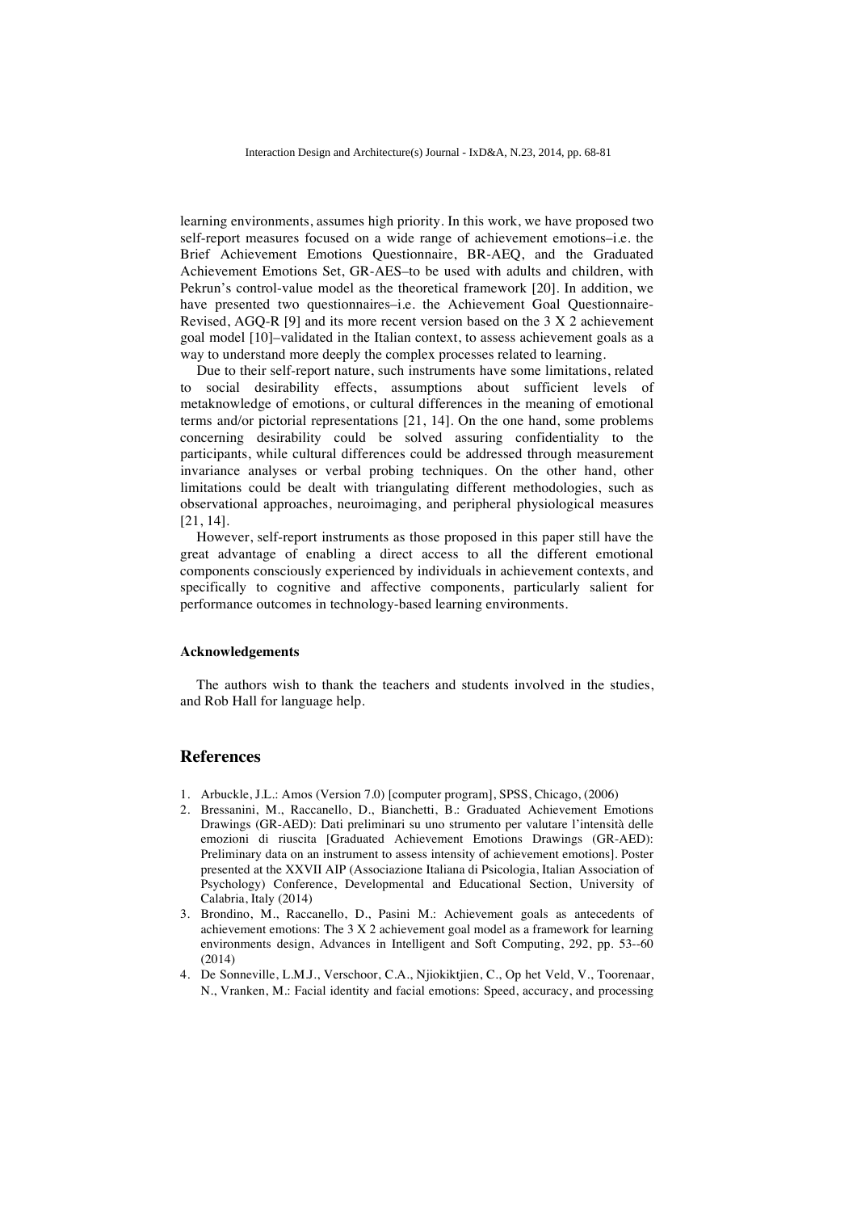learning environments, assumes high priority. In this work, we have proposed two self-report measures focused on a wide range of achievement emotions–i.e. the Brief Achievement Emotions Questionnaire, BR-AEQ, and the Graduated Achievement Emotions Set, GR-AES–to be used with adults and children, with Pekrun's control-value model as the theoretical framework [20]. In addition, we have presented two questionnaires–i.e. the Achievement Goal Questionnaire-Revised, AGQ-R [9] and its more recent version based on the 3 X 2 achievement goal model [10]–validated in the Italian context, to assess achievement goals as a way to understand more deeply the complex processes related to learning.

Due to their self-report nature, such instruments have some limitations, related to social desirability effects, assumptions about sufficient levels of metaknowledge of emotions, or cultural differences in the meaning of emotional terms and/or pictorial representations [21, 14]. On the one hand, some problems concerning desirability could be solved assuring confidentiality to the participants, while cultural differences could be addressed through measurement invariance analyses or verbal probing techniques. On the other hand, other limitations could be dealt with triangulating different methodologies, such as observational approaches, neuroimaging, and peripheral physiological measures [21, 14].

However, self-report instruments as those proposed in this paper still have the great advantage of enabling a direct access to all the different emotional components consciously experienced by individuals in achievement contexts, and specifically to cognitive and affective components, particularly salient for performance outcomes in technology-based learning environments.

#### Acknowledgements

The authors wish to thank the teachers and students involved in the studies, and Rob Hall for language help.

## References

1. Arbuckle, J.L.: Amos (Version 7.0) [computer program], SPSS, Chicago, (2006)
2. Bressanini, M., Raccanello, D., Bianchetti, B.: Graduated Achievement Emotions Drawings (GR-AED): Dati preliminari su uno strumento per valutare l'intensità delle emozioni di riuscita [Graduated Achievement Emotions Drawings (GR-AED): Preliminary data on an instrument to assess intensity of achievement emotions]. Poster presented at the XXVII AIP (Associazione Italiana di Psicologia, Italian Association of Psychology) Conference, Developmental and Educational Section, University of Calabria, Italy (2014)
3. Brondino, M., Raccanello, D., Pasini M.: Achievement goals as antecedents of achievement emotions: The 3 X 2 achievement goal model as a framework for learning environments design, Advances in Intelligent and Soft Computing, 292, pp. 53--60 (2014)
4. De Sonneville, L.M.J., Verschoor, C.A., Njiokiktjien, C., Op het Veld, V., Toorenaar, N., Vranken, M.: Facial identity and facial emotions: Speed, accuracy, and processing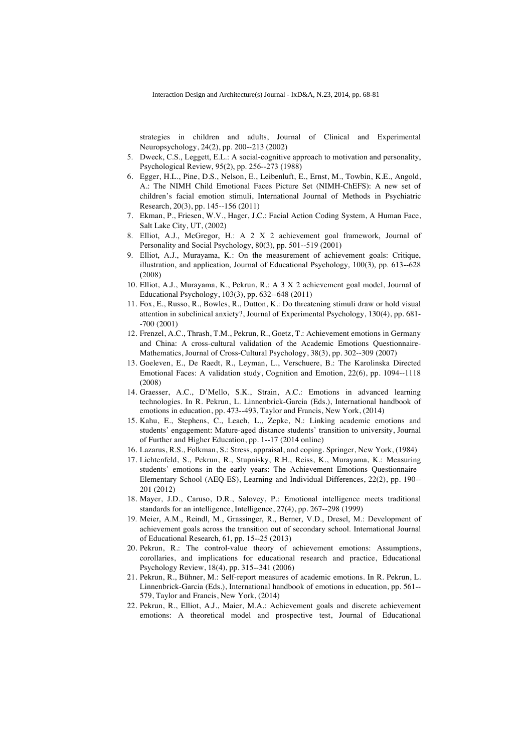strategies in children and adults, Journal of Clinical and Experimental Neuropsychology, 24(2), pp. 200--213 (2002)

5. Dweck, C.S., Leggett, E.L.: A social-cognitive approach to motivation and personality, Psychological Review, 95(2), pp. 256--273 (1988)
6. Egger, H.L., Pine, D.S., Nelson, E., Leibenluft, E., Ernst, M., Towbin, K.E., Angold, A.: The NIMH Child Emotional Faces Picture Set (NIMH-ChEFS): A new set of children's facial emotion stimuli, International Journal of Methods in Psychiatric Research, 20(3), pp. 145--156 (2011)
7. Ekman, P., Friesen, W.V., Hager, J.C.: Facial Action Coding System, A Human Face, Salt Lake City, UT, (2002)
8. Elliot, A.J., McGregor, H.: A 2 X 2 achievement goal framework, Journal of Personality and Social Psychology, 80(3), pp. 501--519 (2001)
9. Elliot, A.J., Murayama, K.: On the measurement of achievement goals: Critique, illustration, and application, Journal of Educational Psychology, 100(3), pp. 613--628 (2008)
10. Elliot, A.J., Murayama, K., Pekrun, R.: A 3 X 2 achievement goal model, Journal of Educational Psychology, 103(3), pp. 632--648 (2011)
11. Fox, E., Russo, R., Bowles, R., Dutton, K.: Do threatening stimuli draw or hold visual attention in subclinical anxiety?, Journal of Experimental Psychology, 130(4), pp. 681--700 (2001)
12. Frenzel, A.C., Thrash, T.M., Pekrun, R., Goetz, T.: Achievement emotions in Germany and China: A cross-cultural validation of the Academic Emotions Questionnaire-Mathematics, Journal of Cross-Cultural Psychology, 38(3), pp. 302--309 (2007)
13. Goeleven, E., De Raedt, R., Leyman, L., Verschuere, B.: The Karolinska Directed Emotional Faces: A validation study, Cognition and Emotion, 22(6), pp. 1094--1118 (2008)
14. Graesser, A.C., D'Mello, S.K., Strain, A.C.: Emotions in advanced learning technologies. In R. Pekrun, L. Linnenbrick-Garcia (Eds.), International handbook of emotions in education, pp. 473--493, Taylor and Francis, New York, (2014)
15. Kahu, E., Stephens, C., Leach, L., Zepke, N.: Linking academic emotions and students' engagement: Mature-aged distance students' transition to university, Journal of Further and Higher Education, pp. 1--17 (2014 online)
16. Lazarus, R.S., Folkman, S.: Stress, appraisal, and coping. Springer, New York, (1984)
17. Lichtenfeld, S., Pekrun, R., Stupnisky, R.H., Reiss, K., Murayama, K.: Measuring students' emotions in the early years: The Achievement Emotions Questionnaire–Elementary School (AEQ-ES), Learning and Individual Differences, 22(2), pp. 190--201 (2012)
18. Mayer, J.D., Caruso, D.R., Salovey, P.: Emotional intelligence meets traditional standards for an intelligence, Intelligence, 27(4), pp. 267--298 (1999)
19. Meier, A.M., Reindl, M., Grassinger, R., Berner, V.D., Dresel, M.: Development of achievement goals across the transition out of secondary school. International Journal of Educational Research, 61, pp. 15--25 (2013)
20. Pekrun, R.: The control-value theory of achievement emotions: Assumptions, corollaries, and implications for educational research and practice, Educational Psychology Review, 18(4), pp. 315--341 (2006)
21. Pekrun, R., Bühner, M.: Self-report measures of academic emotions. In R. Pekrun, L. Linnenbrick-Garcia (Eds.), International handbook of emotions in education, pp. 561--579, Taylor and Francis, New York, (2014)
22. Pekrun, R., Elliot, A.J., Maier, M.A.: Achievement goals and discrete achievement emotions: A theoretical model and prospective test, Journal of Educational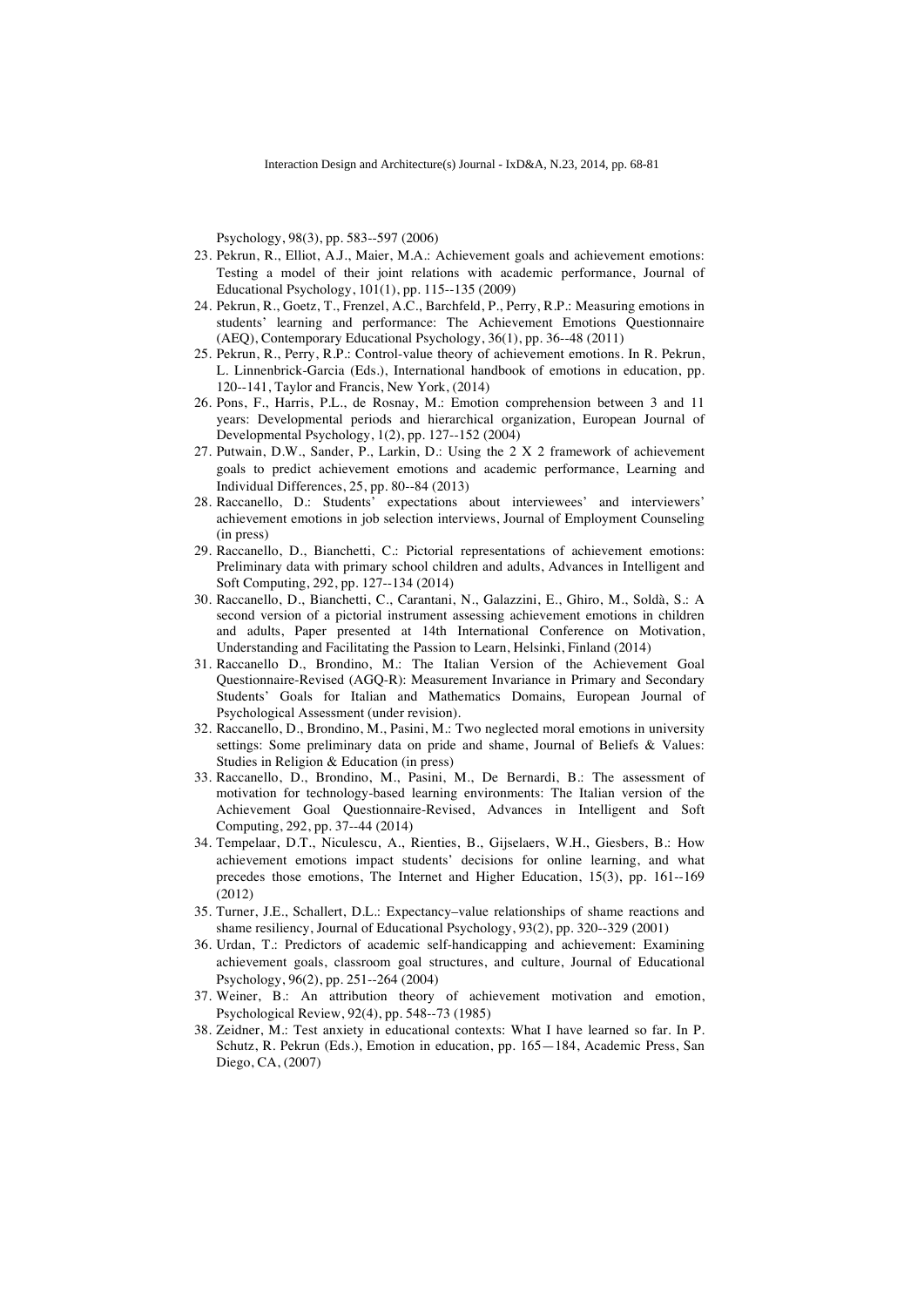Psychology, 98(3), pp. 583--597 (2006)

23. Pekrun, R., Elliot, A.J., Maier, M.A.: Achievement goals and achievement emotions: Testing a model of their joint relations with academic performance, Journal of Educational Psychology, 101(1), pp. 115--135 (2009)
24. Pekrun, R., Goetz, T., Frenzel, A.C., Barchfeld, P., Perry, R.P.: Measuring emotions in students' learning and performance: The Achievement Emotions Questionnaire (AEQ), Contemporary Educational Psychology, 36(1), pp. 36--48 (2011)
25. Pekrun, R., Perry, R.P.: Control-value theory of achievement emotions. In R. Pekrun, L. Linnenbrick-Garcia (Eds.), International handbook of emotions in education, pp. 120--141, Taylor and Francis, New York, (2014)
26. Pons, F., Harris, P.L., de Rosnay, M.: Emotion comprehension between 3 and 11 years: Developmental periods and hierarchical organization, European Journal of Developmental Psychology, 1(2), pp. 127--152 (2004)
27. Putwain, D.W., Sander, P., Larkin, D.: Using the 2 X 2 framework of achievement goals to predict achievement emotions and academic performance, Learning and Individual Differences, 25, pp. 80--84 (2013)
28. Raccanello, D.: Students' expectations about interviewees' and interviewers' achievement emotions in job selection interviews, Journal of Employment Counseling (in press)
29. Raccanello, D., Bianchetti, C.: Pictorial representations of achievement emotions: Preliminary data with primary school children and adults, Advances in Intelligent and Soft Computing, 292, pp. 127--134 (2014)
30. Raccanello, D., Bianchetti, C., Carantani, N., Galazzini, E., Ghiro, M., Soldà, S.: A second version of a pictorial instrument assessing achievement emotions in children and adults, Paper presented at 14th International Conference on Motivation, Understanding and Facilitating the Passion to Learn, Helsinki, Finland (2014)
31. Raccanello D., Brondino, M.: The Italian Version of the Achievement Goal Questionnaire-Revised (AGQ-R): Measurement Invariance in Primary and Secondary Students' Goals for Italian and Mathematics Domains, European Journal of Psychological Assessment (under revision).
32. Raccanello, D., Brondino, M., Pasini, M.: Two neglected moral emotions in university settings: Some preliminary data on pride and shame, Journal of Beliefs & Values: Studies in Religion & Education (in press)
33. Raccanello, D., Brondino, M., Pasini, M., De Bernardi, B.: The assessment of motivation for technology-based learning environments: The Italian version of the Achievement Goal Questionnaire-Revised, Advances in Intelligent and Soft Computing, 292, pp. 37--44 (2014)
34. Tempelaar, D.T., Niculescu, A., Rienties, B., Gijselaers, W.H., Giesbers, B.: How achievement emotions impact students' decisions for online learning, and what precedes those emotions, The Internet and Higher Education, 15(3), pp. 161--169 (2012)
35. Turner, J.E., Schallert, D.L.: Expectancy–value relationships of shame reactions and shame resiliency, Journal of Educational Psychology, 93(2), pp. 320--329 (2001)
36. Urdan, T.: Predictors of academic self-handicapping and achievement: Examining achievement goals, classroom goal structures, and culture, Journal of Educational Psychology, 96(2), pp. 251--264 (2004)
37. Weiner, B.: An attribution theory of achievement motivation and emotion, Psychological Review, 92(4), pp. 548--73 (1985)
38. Zeidner, M.: Test anxiety in educational contexts: What I have learned so far. In P. Schutz, R. Pekrun (Eds.), Emotion in education, pp. 165—184, Academic Press, San Diego, CA, (2007)